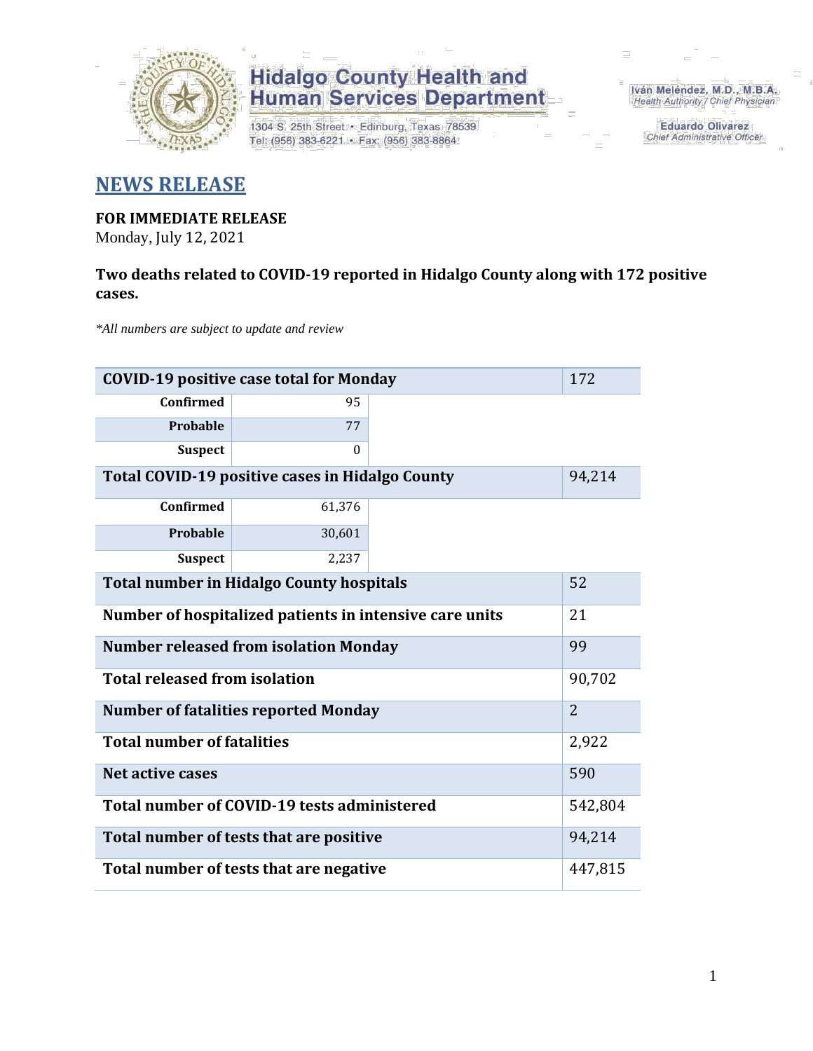Hidalgo County Health and Human Services Department

1304 S. 25th Street • Edinburg, Texas 78539
Tel: (956) 383-6221 • Fax: (956) 383-8864

Iván Meléndez, M.D., M.B.A.
Health Authority / Chief Physician

Eduardo Olivarez
Chief Administrative Officer

## NEWS RELEASE

**FOR IMMEDIATE RELEASE**
Monday, July 12, 2021

**Two deaths related to COVID-19 reported in Hidalgo County along with 172 positive cases.**

*\*All numbers are subject to update and review*

| COVID-19 positive case total for Monday | | 172 |
|---|---|---|
| Confirmed | 95 | |
| Probable | 77 | |
| Suspect | 0 | |
| **Total COVID-19 positive cases in Hidalgo County** | | 94,214 |
| Confirmed | 61,376 | |
| Probable | 30,601 | |
| Suspect | 2,237 | |
| **Total number in Hidalgo County hospitals** | | 52 |
| **Number of hospitalized patients in intensive care units** | | 21 |
| **Number released from isolation Monday** | | 99 |
| **Total released from isolation** | | 90,702 |
| **Number of fatalities reported Monday** | | 2 |
| **Total number of fatalities** | | 2,922 |
| **Net active cases** | | 590 |
| **Total number of COVID-19 tests administered** | | 542,804 |
| **Total number of tests that are positive** | | 94,214 |
| **Total number of tests that are negative** | | 447,815 |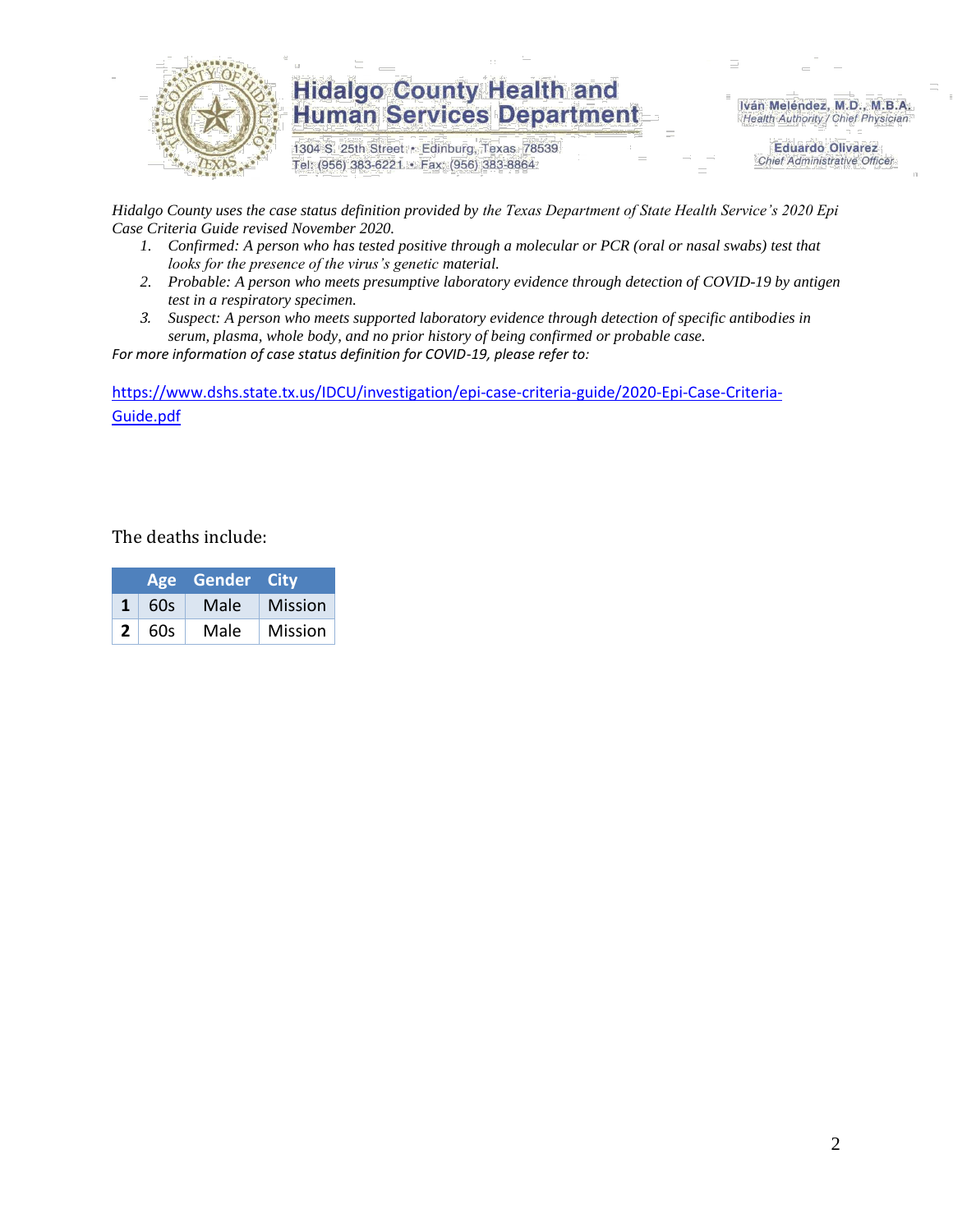# Hidalgo County Health and Human Services Department

1304 S. 25th Street • Edinburg, Texas 78539
Tel: (956) 383-6221 • Fax: (956) 383-8864

Iván Meléndez, M.D., M.B.A.
*Health Authority / Chief Physician*

Eduardo Olivarez
*Chief Administrative Officer*

*Hidalgo County uses the case status definition provided by the Texas Department of State Health Service's 2020 Epi Case Criteria Guide revised November 2020.*

1. *Confirmed: A person who has tested positive through a molecular or PCR (oral or nasal swabs) test that looks for the presence of the virus's genetic material.*
2. *Probable: A person who meets presumptive laboratory evidence through detection of COVID-19 by antigen test in a respiratory specimen.*
3. *Suspect: A person who meets supported laboratory evidence through detection of specific antibodies in serum, plasma, whole body, and no prior history of being confirmed or probable case.*

*For more information of case status definition for COVID-19, please refer to:*

https://www.dshs.state.tx.us/IDCU/investigation/epi-case-criteria-guide/2020-Epi-Case-Criteria-Guide.pdf

The deaths include:

| | Age | Gender | City |
|---|---|---|---|
| **1** | 60s | Male | Mission |
| **2** | 60s | Male | Mission |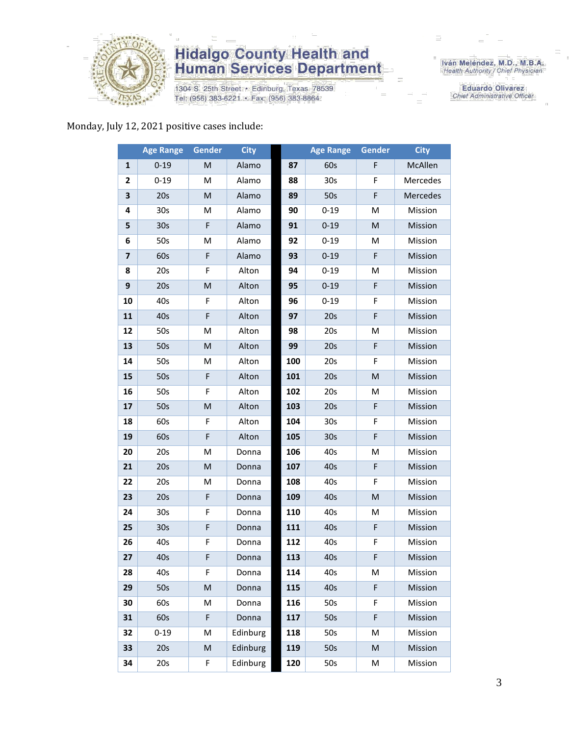Hidalgo County Health and Human Services Department

1304 S. 25th Street • Edinburg, Texas 78539
Tel: (956) 383-6221 • Fax: (956) 383-8864

Iván Meléndez, M.D., M.B.A.
Health Authority / Chief Physician

Eduardo Olivarez
Chief Administrative Officer

Monday, July 12, 2021 positive cases include:

| | Age Range | Gender | City | | Age Range | Gender | City |
|---|---|---|---|---|---|---|---|
| **1** | 0-19 | M | Alamo | **87** | 60s | F | McAllen |
| **2** | 0-19 | M | Alamo | **88** | 30s | F | Mercedes |
| **3** | 20s | M | Alamo | **89** | 50s | F | Mercedes |
| **4** | 30s | M | Alamo | **90** | 0-19 | M | Mission |
| **5** | 30s | F | Alamo | **91** | 0-19 | M | Mission |
| **6** | 50s | M | Alamo | **92** | 0-19 | M | Mission |
| **7** | 60s | F | Alamo | **93** | 0-19 | F | Mission |
| **8** | 20s | F | Alton | **94** | 0-19 | M | Mission |
| **9** | 20s | M | Alton | **95** | 0-19 | F | Mission |
| **10** | 40s | F | Alton | **96** | 0-19 | F | Mission |
| **11** | 40s | F | Alton | **97** | 20s | F | Mission |
| **12** | 50s | M | Alton | **98** | 20s | M | Mission |
| **13** | 50s | M | Alton | **99** | 20s | F | Mission |
| **14** | 50s | M | Alton | **100** | 20s | F | Mission |
| **15** | 50s | F | Alton | **101** | 20s | M | Mission |
| **16** | 50s | F | Alton | **102** | 20s | M | Mission |
| **17** | 50s | M | Alton | **103** | 20s | F | Mission |
| **18** | 60s | F | Alton | **104** | 30s | F | Mission |
| **19** | 60s | F | Alton | **105** | 30s | F | Mission |
| **20** | 20s | M | Donna | **106** | 40s | M | Mission |
| **21** | 20s | M | Donna | **107** | 40s | F | Mission |
| **22** | 20s | M | Donna | **108** | 40s | F | Mission |
| **23** | 20s | F | Donna | **109** | 40s | M | Mission |
| **24** | 30s | F | Donna | **110** | 40s | M | Mission |
| **25** | 30s | F | Donna | **111** | 40s | F | Mission |
| **26** | 40s | F | Donna | **112** | 40s | F | Mission |
| **27** | 40s | F | Donna | **113** | 40s | F | Mission |
| **28** | 40s | F | Donna | **114** | 40s | M | Mission |
| **29** | 50s | M | Donna | **115** | 40s | F | Mission |
| **30** | 60s | M | Donna | **116** | 50s | F | Mission |
| **31** | 60s | F | Donna | **117** | 50s | F | Mission |
| **32** | 0-19 | M | Edinburg | **118** | 50s | M | Mission |
| **33** | 20s | M | Edinburg | **119** | 50s | M | Mission |
| **34** | 20s | F | Edinburg | **120** | 50s | M | Mission |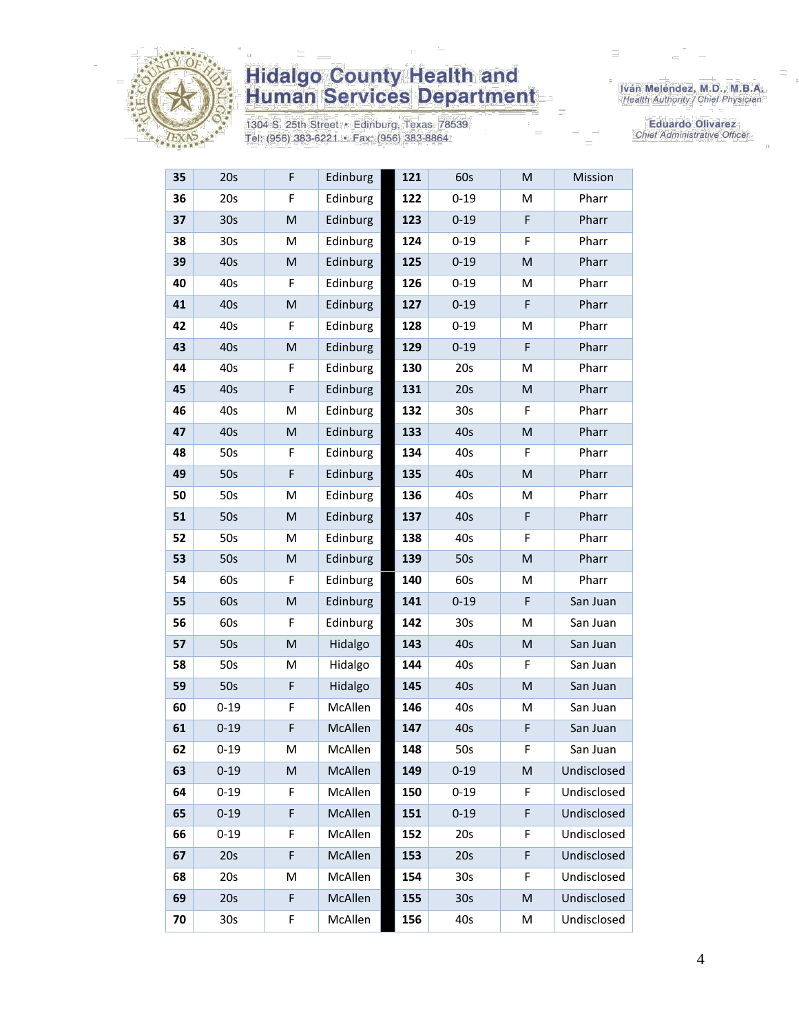# Hidalgo County Health and Human Services Department

1304 S. 25th Street • Edinburg, Texas 78539
Tel: (956) 383-6221 • Fax: (956) 383-8864

Iván Meléndez, M.D., M.B.A.
*Health Authority / Chief Physician*

Eduardo Olivarez
*Chief Administrative Officer*

| | | | | | | | |
|---|---|---|---|---|---|---|---|
| **35** | 20s | F | Edinburg | **121** | 60s | M | Mission |
| **36** | 20s | F | Edinburg | **122** | 0-19 | M | Pharr |
| **37** | 30s | M | Edinburg | **123** | 0-19 | F | Pharr |
| **38** | 30s | M | Edinburg | **124** | 0-19 | F | Pharr |
| **39** | 40s | M | Edinburg | **125** | 0-19 | M | Pharr |
| **40** | 40s | F | Edinburg | **126** | 0-19 | M | Pharr |
| **41** | 40s | M | Edinburg | **127** | 0-19 | F | Pharr |
| **42** | 40s | F | Edinburg | **128** | 0-19 | M | Pharr |
| **43** | 40s | M | Edinburg | **129** | 0-19 | F | Pharr |
| **44** | 40s | F | Edinburg | **130** | 20s | M | Pharr |
| **45** | 40s | F | Edinburg | **131** | 20s | M | Pharr |
| **46** | 40s | M | Edinburg | **132** | 30s | F | Pharr |
| **47** | 40s | M | Edinburg | **133** | 40s | M | Pharr |
| **48** | 50s | F | Edinburg | **134** | 40s | F | Pharr |
| **49** | 50s | F | Edinburg | **135** | 40s | M | Pharr |
| **50** | 50s | M | Edinburg | **136** | 40s | M | Pharr |
| **51** | 50s | M | Edinburg | **137** | 40s | F | Pharr |
| **52** | 50s | M | Edinburg | **138** | 40s | F | Pharr |
| **53** | 50s | M | Edinburg | **139** | 50s | M | Pharr |
| **54** | 60s | F | Edinburg | **140** | 60s | M | Pharr |
| **55** | 60s | M | Edinburg | **141** | 0-19 | F | San Juan |
| **56** | 60s | F | Edinburg | **142** | 30s | M | San Juan |
| **57** | 50s | M | Hidalgo | **143** | 40s | M | San Juan |
| **58** | 50s | M | Hidalgo | **144** | 40s | F | San Juan |
| **59** | 50s | F | Hidalgo | **145** | 40s | M | San Juan |
| **60** | 0-19 | F | McAllen | **146** | 40s | M | San Juan |
| **61** | 0-19 | F | McAllen | **147** | 40s | F | San Juan |
| **62** | 0-19 | M | McAllen | **148** | 50s | F | San Juan |
| **63** | 0-19 | M | McAllen | **149** | 0-19 | M | Undisclosed |
| **64** | 0-19 | F | McAllen | **150** | 0-19 | F | Undisclosed |
| **65** | 0-19 | F | McAllen | **151** | 0-19 | F | Undisclosed |
| **66** | 0-19 | F | McAllen | **152** | 20s | F | Undisclosed |
| **67** | 20s | F | McAllen | **153** | 20s | F | Undisclosed |
| **68** | 20s | M | McAllen | **154** | 30s | F | Undisclosed |
| **69** | 20s | F | McAllen | **155** | 30s | M | Undisclosed |
| **70** | 30s | F | McAllen | **156** | 40s | M | Undisclosed |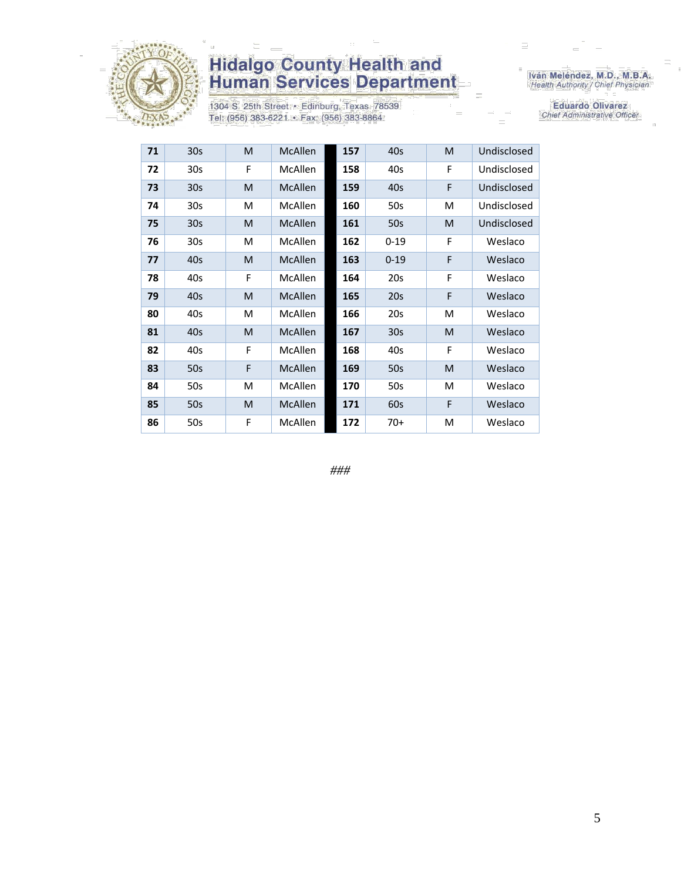| | | | | | | | | |
|---|---|---|---|---|---|---|---|---|
| **71** | 30s | M | McAllen | | **157** | 40s | M | Undisclosed |
| **72** | 30s | F | McAllen | | **158** | 40s | F | Undisclosed |
| **73** | 30s | M | McAllen | | **159** | 40s | F | Undisclosed |
| **74** | 30s | M | McAllen | | **160** | 50s | M | Undisclosed |
| **75** | 30s | M | McAllen | | **161** | 50s | M | Undisclosed |
| **76** | 30s | M | McAllen | | **162** | 0-19 | F | Weslaco |
| **77** | 40s | M | McAllen | | **163** | 0-19 | F | Weslaco |
| **78** | 40s | F | McAllen | | **164** | 20s | F | Weslaco |
| **79** | 40s | M | McAllen | | **165** | 20s | F | Weslaco |
| **80** | 40s | M | McAllen | | **166** | 20s | M | Weslaco |
| **81** | 40s | M | McAllen | | **167** | 30s | M | Weslaco |
| **82** | 40s | F | McAllen | | **168** | 40s | F | Weslaco |
| **83** | 50s | F | McAllen | | **169** | 50s | M | Weslaco |
| **84** | 50s | M | McAllen | | **170** | 50s | M | Weslaco |
| **85** | 50s | M | McAllen | | **171** | 60s | F | Weslaco |
| **86** | 50s | F | McAllen | | **172** | 70+ | M | Weslaco |

###